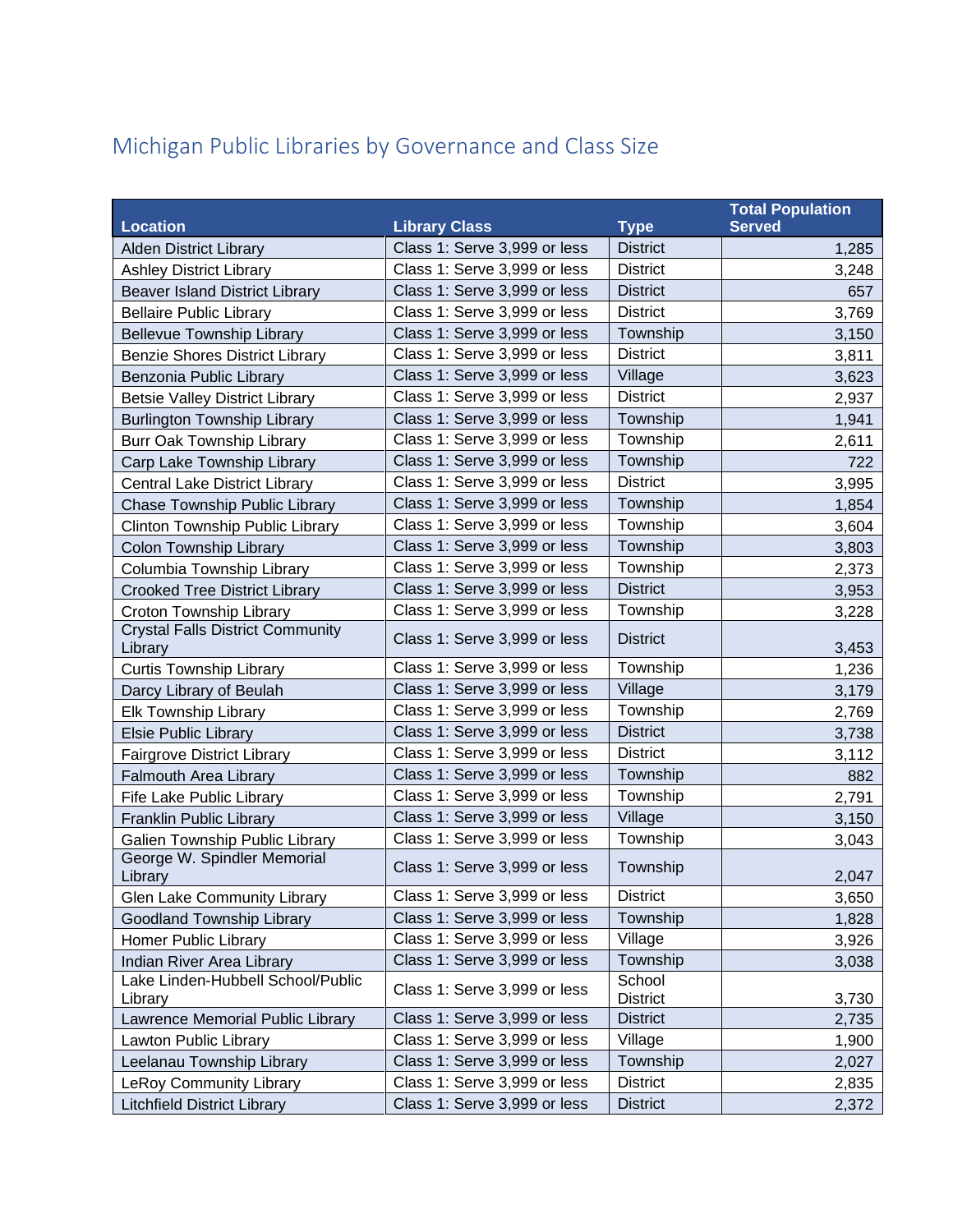# Michigan Public Libraries by Governance and Class Size

| Location | Library Class | Type | Total Population Served |
|---|---|---|---|
| Alden District Library | Class 1: Serve 3,999 or less | District | 1,285 |
| Ashley District Library | Class 1: Serve 3,999 or less | District | 3,248 |
| Beaver Island District Library | Class 1: Serve 3,999 or less | District | 657 |
| Bellaire Public Library | Class 1: Serve 3,999 or less | District | 3,769 |
| Bellevue Township Library | Class 1: Serve 3,999 or less | Township | 3,150 |
| Benzie Shores District Library | Class 1: Serve 3,999 or less | District | 3,811 |
| Benzonia Public Library | Class 1: Serve 3,999 or less | Village | 3,623 |
| Betsie Valley District Library | Class 1: Serve 3,999 or less | District | 2,937 |
| Burlington Township Library | Class 1: Serve 3,999 or less | Township | 1,941 |
| Burr Oak Township Library | Class 1: Serve 3,999 or less | Township | 2,611 |
| Carp Lake Township Library | Class 1: Serve 3,999 or less | Township | 722 |
| Central Lake District Library | Class 1: Serve 3,999 or less | District | 3,995 |
| Chase Township Public Library | Class 1: Serve 3,999 or less | Township | 1,854 |
| Clinton Township Public Library | Class 1: Serve 3,999 or less | Township | 3,604 |
| Colon Township Library | Class 1: Serve 3,999 or less | Township | 3,803 |
| Columbia Township Library | Class 1: Serve 3,999 or less | Township | 2,373 |
| Crooked Tree District Library | Class 1: Serve 3,999 or less | District | 3,953 |
| Croton Township Library | Class 1: Serve 3,999 or less | Township | 3,228 |
| Crystal Falls District Community Library | Class 1: Serve 3,999 or less | District | 3,453 |
| Curtis Township Library | Class 1: Serve 3,999 or less | Township | 1,236 |
| Darcy Library of Beulah | Class 1: Serve 3,999 or less | Village | 3,179 |
| Elk Township Library | Class 1: Serve 3,999 or less | Township | 2,769 |
| Elsie Public Library | Class 1: Serve 3,999 or less | District | 3,738 |
| Fairgrove District Library | Class 1: Serve 3,999 or less | District | 3,112 |
| Falmouth Area Library | Class 1: Serve 3,999 or less | Township | 882 |
| Fife Lake Public Library | Class 1: Serve 3,999 or less | Township | 2,791 |
| Franklin Public Library | Class 1: Serve 3,999 or less | Village | 3,150 |
| Galien Township Public Library | Class 1: Serve 3,999 or less | Township | 3,043 |
| George W. Spindler Memorial Library | Class 1: Serve 3,999 or less | Township | 2,047 |
| Glen Lake Community Library | Class 1: Serve 3,999 or less | District | 3,650 |
| Goodland Township Library | Class 1: Serve 3,999 or less | Township | 1,828 |
| Homer Public Library | Class 1: Serve 3,999 or less | Village | 3,926 |
| Indian River Area Library | Class 1: Serve 3,999 or less | Township | 3,038 |
| Lake Linden-Hubbell School/Public Library | Class 1: Serve 3,999 or less | School District | 3,730 |
| Lawrence Memorial Public Library | Class 1: Serve 3,999 or less | District | 2,735 |
| Lawton Public Library | Class 1: Serve 3,999 or less | Village | 1,900 |
| Leelanau Township Library | Class 1: Serve 3,999 or less | Township | 2,027 |
| LeRoy Community Library | Class 1: Serve 3,999 or less | District | 2,835 |
| Litchfield District Library | Class 1: Serve 3,999 or less | District | 2,372 |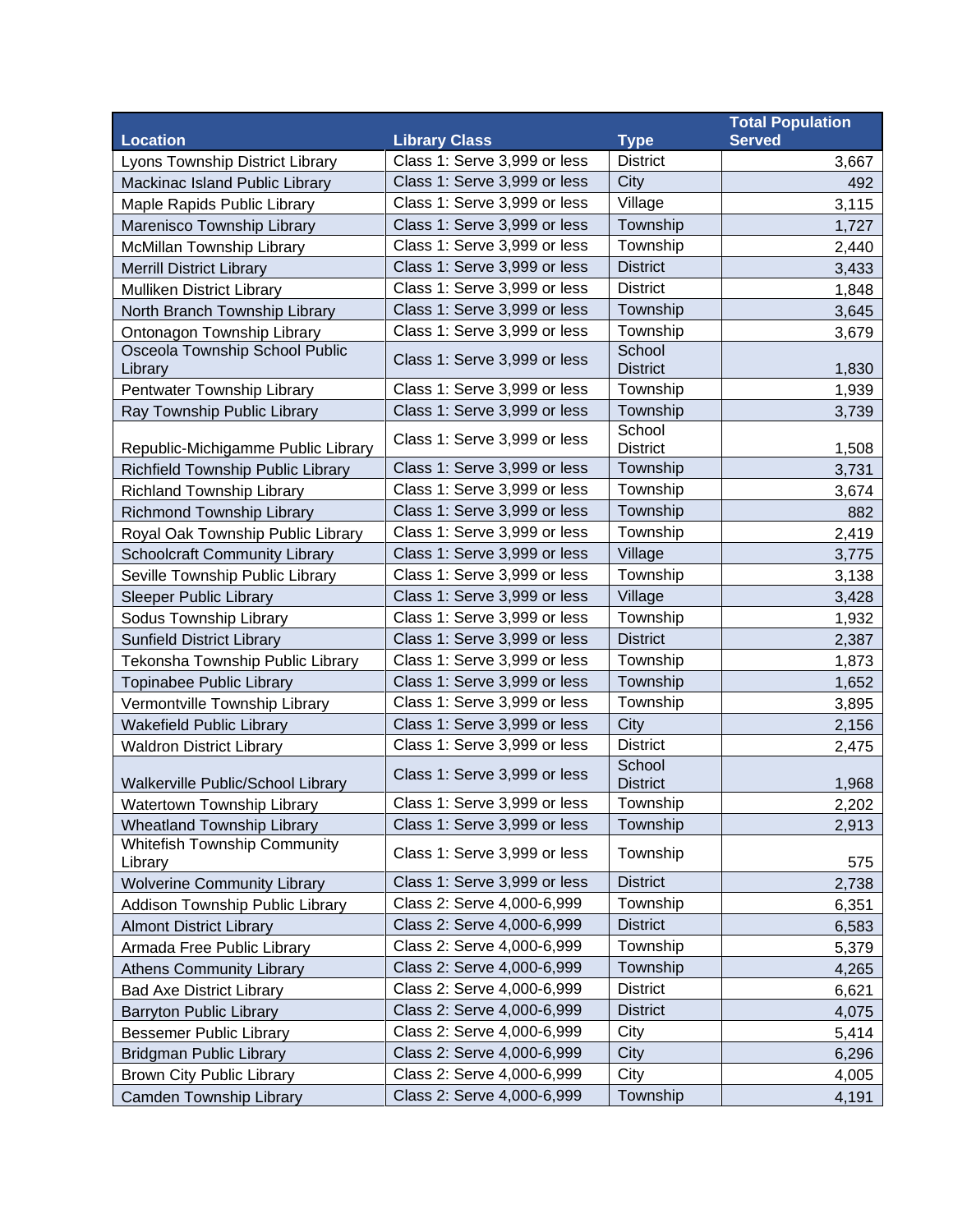| Location | Library Class | Type | Total Population Served |
|---|---|---|---|
| Lyons Township District Library | Class 1: Serve 3,999 or less | District | 3,667 |
| Mackinac Island Public Library | Class 1: Serve 3,999 or less | City | 492 |
| Maple Rapids Public Library | Class 1: Serve 3,999 or less | Village | 3,115 |
| Marenisco Township Library | Class 1: Serve 3,999 or less | Township | 1,727 |
| McMillan Township Library | Class 1: Serve 3,999 or less | Township | 2,440 |
| Merrill District Library | Class 1: Serve 3,999 or less | District | 3,433 |
| Mulliken District Library | Class 1: Serve 3,999 or less | District | 1,848 |
| North Branch Township Library | Class 1: Serve 3,999 or less | Township | 3,645 |
| Ontonagon Township Library | Class 1: Serve 3,999 or less | Township | 3,679 |
| Osceola Township School Public Library | Class 1: Serve 3,999 or less | School District | 1,830 |
| Pentwater Township Library | Class 1: Serve 3,999 or less | Township | 1,939 |
| Ray Township Public Library | Class 1: Serve 3,999 or less | Township | 3,739 |
| Republic-Michigamme Public Library | Class 1: Serve 3,999 or less | School District | 1,508 |
| Richfield Township Public Library | Class 1: Serve 3,999 or less | Township | 3,731 |
| Richland Township Library | Class 1: Serve 3,999 or less | Township | 3,674 |
| Richmond Township Library | Class 1: Serve 3,999 or less | Township | 882 |
| Royal Oak Township Public Library | Class 1: Serve 3,999 or less | Township | 2,419 |
| Schoolcraft Community Library | Class 1: Serve 3,999 or less | Village | 3,775 |
| Seville Township Public Library | Class 1: Serve 3,999 or less | Township | 3,138 |
| Sleeper Public Library | Class 1: Serve 3,999 or less | Village | 3,428 |
| Sodus Township Library | Class 1: Serve 3,999 or less | Township | 1,932 |
| Sunfield District Library | Class 1: Serve 3,999 or less | District | 2,387 |
| Tekonsha Township Public Library | Class 1: Serve 3,999 or less | Township | 1,873 |
| Topinabee Public Library | Class 1: Serve 3,999 or less | Township | 1,652 |
| Vermontville Township Library | Class 1: Serve 3,999 or less | Township | 3,895 |
| Wakefield Public Library | Class 1: Serve 3,999 or less | City | 2,156 |
| Waldron District Library | Class 1: Serve 3,999 or less | District | 2,475 |
| Walkerville Public/School Library | Class 1: Serve 3,999 or less | School District | 1,968 |
| Watertown Township Library | Class 1: Serve 3,999 or less | Township | 2,202 |
| Wheatland Township Library | Class 1: Serve 3,999 or less | Township | 2,913 |
| Whitefish Township Community Library | Class 1: Serve 3,999 or less | Township | 575 |
| Wolverine Community Library | Class 1: Serve 3,999 or less | District | 2,738 |
| Addison Township Public Library | Class 2: Serve 4,000-6,999 | Township | 6,351 |
| Almont District Library | Class 2: Serve 4,000-6,999 | District | 6,583 |
| Armada Free Public Library | Class 2: Serve 4,000-6,999 | Township | 5,379 |
| Athens Community Library | Class 2: Serve 4,000-6,999 | Township | 4,265 |
| Bad Axe District Library | Class 2: Serve 4,000-6,999 | District | 6,621 |
| Barryton Public Library | Class 2: Serve 4,000-6,999 | District | 4,075 |
| Bessemer Public Library | Class 2: Serve 4,000-6,999 | City | 5,414 |
| Bridgman Public Library | Class 2: Serve 4,000-6,999 | City | 6,296 |
| Brown City Public Library | Class 2: Serve 4,000-6,999 | City | 4,005 |
| Camden Township Library | Class 2: Serve 4,000-6,999 | Township | 4,191 |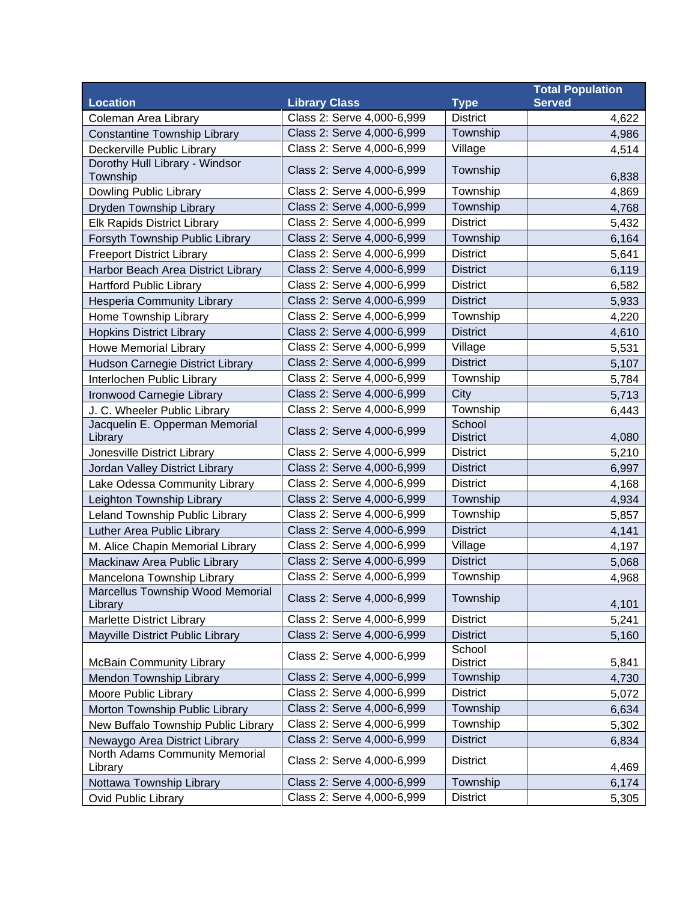| Location | Library Class | Type | Total Population Served |
|---|---|---|---|
| Coleman Area Library | Class 2: Serve 4,000-6,999 | District | 4,622 |
| Constantine Township Library | Class 2: Serve 4,000-6,999 | Township | 4,986 |
| Deckerville Public Library | Class 2: Serve 4,000-6,999 | Village | 4,514 |
| Dorothy Hull Library - Windsor Township | Class 2: Serve 4,000-6,999 | Township | 6,838 |
| Dowling Public Library | Class 2: Serve 4,000-6,999 | Township | 4,869 |
| Dryden Township Library | Class 2: Serve 4,000-6,999 | Township | 4,768 |
| Elk Rapids District Library | Class 2: Serve 4,000-6,999 | District | 5,432 |
| Forsyth Township Public Library | Class 2: Serve 4,000-6,999 | Township | 6,164 |
| Freeport District Library | Class 2: Serve 4,000-6,999 | District | 5,641 |
| Harbor Beach Area District Library | Class 2: Serve 4,000-6,999 | District | 6,119 |
| Hartford Public Library | Class 2: Serve 4,000-6,999 | District | 6,582 |
| Hesperia Community Library | Class 2: Serve 4,000-6,999 | District | 5,933 |
| Home Township Library | Class 2: Serve 4,000-6,999 | Township | 4,220 |
| Hopkins District Library | Class 2: Serve 4,000-6,999 | District | 4,610 |
| Howe Memorial Library | Class 2: Serve 4,000-6,999 | Village | 5,531 |
| Hudson Carnegie District Library | Class 2: Serve 4,000-6,999 | District | 5,107 |
| Interlochen Public Library | Class 2: Serve 4,000-6,999 | Township | 5,784 |
| Ironwood Carnegie Library | Class 2: Serve 4,000-6,999 | City | 5,713 |
| J. C. Wheeler Public Library | Class 2: Serve 4,000-6,999 | Township | 6,443 |
| Jacquelin E. Opperman Memorial Library | Class 2: Serve 4,000-6,999 | School District | 4,080 |
| Jonesville District Library | Class 2: Serve 4,000-6,999 | District | 5,210 |
| Jordan Valley District Library | Class 2: Serve 4,000-6,999 | District | 6,997 |
| Lake Odessa Community Library | Class 2: Serve 4,000-6,999 | District | 4,168 |
| Leighton Township Library | Class 2: Serve 4,000-6,999 | Township | 4,934 |
| Leland Township Public Library | Class 2: Serve 4,000-6,999 | Township | 5,857 |
| Luther Area Public Library | Class 2: Serve 4,000-6,999 | District | 4,141 |
| M. Alice Chapin Memorial Library | Class 2: Serve 4,000-6,999 | Village | 4,197 |
| Mackinaw Area Public Library | Class 2: Serve 4,000-6,999 | District | 5,068 |
| Mancelona Township Library | Class 2: Serve 4,000-6,999 | Township | 4,968 |
| Marcellus Township Wood Memorial Library | Class 2: Serve 4,000-6,999 | Township | 4,101 |
| Marlette District Library | Class 2: Serve 4,000-6,999 | District | 5,241 |
| Mayville District Public Library | Class 2: Serve 4,000-6,999 | District | 5,160 |
| McBain Community Library | Class 2: Serve 4,000-6,999 | School District | 5,841 |
| Mendon Township Library | Class 2: Serve 4,000-6,999 | Township | 4,730 |
| Moore Public Library | Class 2: Serve 4,000-6,999 | District | 5,072 |
| Morton Township Public Library | Class 2: Serve 4,000-6,999 | Township | 6,634 |
| New Buffalo Township Public Library | Class 2: Serve 4,000-6,999 | Township | 5,302 |
| Newaygo Area District Library | Class 2: Serve 4,000-6,999 | District | 6,834 |
| North Adams Community Memorial Library | Class 2: Serve 4,000-6,999 | District | 4,469 |
| Nottawa Township Library | Class 2: Serve 4,000-6,999 | Township | 6,174 |
| Ovid Public Library | Class 2: Serve 4,000-6,999 | District | 5,305 |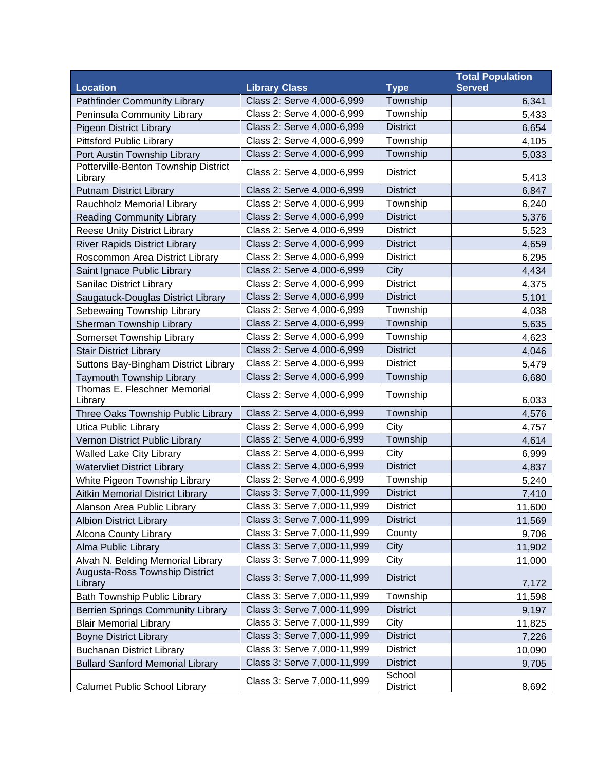| Location | Library Class | Type | Total Population Served |
|---|---|---|---|
| Pathfinder Community Library | Class 2: Serve 4,000-6,999 | Township | 6,341 |
| Peninsula Community Library | Class 2: Serve 4,000-6,999 | Township | 5,433 |
| Pigeon District Library | Class 2: Serve 4,000-6,999 | District | 6,654 |
| Pittsford Public Library | Class 2: Serve 4,000-6,999 | Township | 4,105 |
| Port Austin Township Library | Class 2: Serve 4,000-6,999 | Township | 5,033 |
| Potterville-Benton Township District Library | Class 2: Serve 4,000-6,999 | District | 5,413 |
| Putnam District Library | Class 2: Serve 4,000-6,999 | District | 6,847 |
| Rauchholz Memorial Library | Class 2: Serve 4,000-6,999 | Township | 6,240 |
| Reading Community Library | Class 2: Serve 4,000-6,999 | District | 5,376 |
| Reese Unity District Library | Class 2: Serve 4,000-6,999 | District | 5,523 |
| River Rapids District Library | Class 2: Serve 4,000-6,999 | District | 4,659 |
| Roscommon Area District Library | Class 2: Serve 4,000-6,999 | District | 6,295 |
| Saint Ignace Public Library | Class 2: Serve 4,000-6,999 | City | 4,434 |
| Sanilac District Library | Class 2: Serve 4,000-6,999 | District | 4,375 |
| Saugatuck-Douglas District Library | Class 2: Serve 4,000-6,999 | District | 5,101 |
| Sebewaing Township Library | Class 2: Serve 4,000-6,999 | Township | 4,038 |
| Sherman Township Library | Class 2: Serve 4,000-6,999 | Township | 5,635 |
| Somerset Township Library | Class 2: Serve 4,000-6,999 | Township | 4,623 |
| Stair District Library | Class 2: Serve 4,000-6,999 | District | 4,046 |
| Suttons Bay-Bingham District Library | Class 2: Serve 4,000-6,999 | District | 5,479 |
| Taymouth Township Library | Class 2: Serve 4,000-6,999 | Township | 6,680 |
| Thomas E. Fleschner Memorial Library | Class 2: Serve 4,000-6,999 | Township | 6,033 |
| Three Oaks Township Public Library | Class 2: Serve 4,000-6,999 | Township | 4,576 |
| Utica Public Library | Class 2: Serve 4,000-6,999 | City | 4,757 |
| Vernon District Public Library | Class 2: Serve 4,000-6,999 | Township | 4,614 |
| Walled Lake City Library | Class 2: Serve 4,000-6,999 | City | 6,999 |
| Watervliet District Library | Class 2: Serve 4,000-6,999 | District | 4,837 |
| White Pigeon Township Library | Class 2: Serve 4,000-6,999 | Township | 5,240 |
| Aitkin Memorial District Library | Class 3: Serve 7,000-11,999 | District | 7,410 |
| Alanson Area Public Library | Class 3: Serve 7,000-11,999 | District | 11,600 |
| Albion District Library | Class 3: Serve 7,000-11,999 | District | 11,569 |
| Alcona County Library | Class 3: Serve 7,000-11,999 | County | 9,706 |
| Alma Public Library | Class 3: Serve 7,000-11,999 | City | 11,902 |
| Alvah N. Belding Memorial Library | Class 3: Serve 7,000-11,999 | City | 11,000 |
| Augusta-Ross Township District Library | Class 3: Serve 7,000-11,999 | District | 7,172 |
| Bath Township Public Library | Class 3: Serve 7,000-11,999 | Township | 11,598 |
| Berrien Springs Community Library | Class 3: Serve 7,000-11,999 | District | 9,197 |
| Blair Memorial Library | Class 3: Serve 7,000-11,999 | City | 11,825 |
| Boyne District Library | Class 3: Serve 7,000-11,999 | District | 7,226 |
| Buchanan District Library | Class 3: Serve 7,000-11,999 | District | 10,090 |
| Bullard Sanford Memorial Library | Class 3: Serve 7,000-11,999 | District | 9,705 |
| Calumet Public School Library | Class 3: Serve 7,000-11,999 | School District | 8,692 |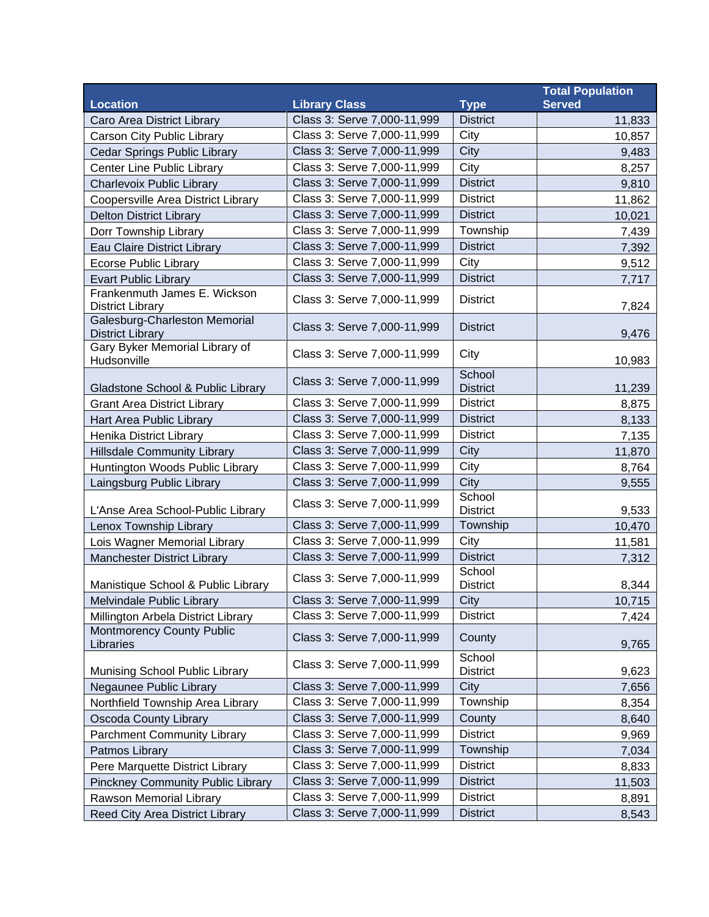| Location | Library Class | Type | Total Population Served |
|---|---|---|---|
| Caro Area District Library | Class 3: Serve 7,000-11,999 | District | 11,833 |
| Carson City Public Library | Class 3: Serve 7,000-11,999 | City | 10,857 |
| Cedar Springs Public Library | Class 3: Serve 7,000-11,999 | City | 9,483 |
| Center Line Public Library | Class 3: Serve 7,000-11,999 | City | 8,257 |
| Charlevoix Public Library | Class 3: Serve 7,000-11,999 | District | 9,810 |
| Coopersville Area District Library | Class 3: Serve 7,000-11,999 | District | 11,862 |
| Delton District Library | Class 3: Serve 7,000-11,999 | District | 10,021 |
| Dorr Township Library | Class 3: Serve 7,000-11,999 | Township | 7,439 |
| Eau Claire District Library | Class 3: Serve 7,000-11,999 | District | 7,392 |
| Ecorse Public Library | Class 3: Serve 7,000-11,999 | City | 9,512 |
| Evart Public Library | Class 3: Serve 7,000-11,999 | District | 7,717 |
| Frankenmuth James E. Wickson District Library | Class 3: Serve 7,000-11,999 | District | 7,824 |
| Galesburg-Charleston Memorial District Library | Class 3: Serve 7,000-11,999 | District | 9,476 |
| Gary Byker Memorial Library of Hudsonville | Class 3: Serve 7,000-11,999 | City | 10,983 |
| Gladstone School & Public Library | Class 3: Serve 7,000-11,999 | School District | 11,239 |
| Grant Area District Library | Class 3: Serve 7,000-11,999 | District | 8,875 |
| Hart Area Public Library | Class 3: Serve 7,000-11,999 | District | 8,133 |
| Henika District Library | Class 3: Serve 7,000-11,999 | District | 7,135 |
| Hillsdale Community Library | Class 3: Serve 7,000-11,999 | City | 11,870 |
| Huntington Woods Public Library | Class 3: Serve 7,000-11,999 | City | 8,764 |
| Laingsburg Public Library | Class 3: Serve 7,000-11,999 | City | 9,555 |
| L'Anse Area School-Public Library | Class 3: Serve 7,000-11,999 | School District | 9,533 |
| Lenox Township Library | Class 3: Serve 7,000-11,999 | Township | 10,470 |
| Lois Wagner Memorial Library | Class 3: Serve 7,000-11,999 | City | 11,581 |
| Manchester District Library | Class 3: Serve 7,000-11,999 | District | 7,312 |
| Manistique School & Public Library | Class 3: Serve 7,000-11,999 | School District | 8,344 |
| Melvindale Public Library | Class 3: Serve 7,000-11,999 | City | 10,715 |
| Millington Arbela District Library | Class 3: Serve 7,000-11,999 | District | 7,424 |
| Montmorency County Public Libraries | Class 3: Serve 7,000-11,999 | County | 9,765 |
| Munising School Public Library | Class 3: Serve 7,000-11,999 | School District | 9,623 |
| Negaunee Public Library | Class 3: Serve 7,000-11,999 | City | 7,656 |
| Northfield Township Area Library | Class 3: Serve 7,000-11,999 | Township | 8,354 |
| Oscoda County Library | Class 3: Serve 7,000-11,999 | County | 8,640 |
| Parchment Community Library | Class 3: Serve 7,000-11,999 | District | 9,969 |
| Patmos Library | Class 3: Serve 7,000-11,999 | Township | 7,034 |
| Pere Marquette District Library | Class 3: Serve 7,000-11,999 | District | 8,833 |
| Pinckney Community Public Library | Class 3: Serve 7,000-11,999 | District | 11,503 |
| Rawson Memorial Library | Class 3: Serve 7,000-11,999 | District | 8,891 |
| Reed City Area District Library | Class 3: Serve 7,000-11,999 | District | 8,543 |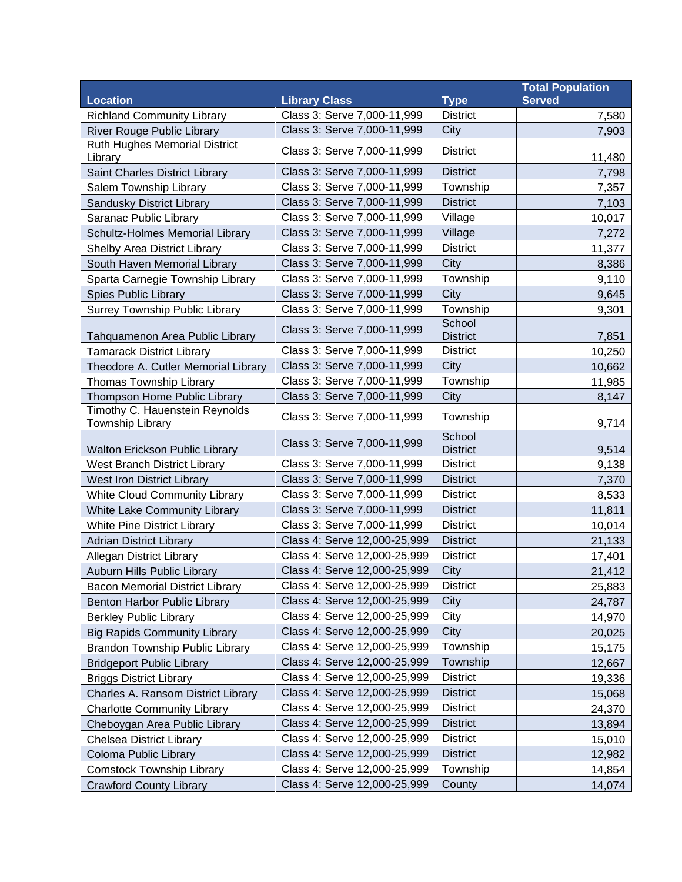| Location | Library Class | Type | Total Population Served |
|---|---|---|---|
| Richland Community Library | Class 3: Serve 7,000-11,999 | District | 7,580 |
| River Rouge Public Library | Class 3: Serve 7,000-11,999 | City | 7,903 |
| Ruth Hughes Memorial District Library | Class 3: Serve 7,000-11,999 | District | 11,480 |
| Saint Charles District Library | Class 3: Serve 7,000-11,999 | District | 7,798 |
| Salem Township Library | Class 3: Serve 7,000-11,999 | Township | 7,357 |
| Sandusky District Library | Class 3: Serve 7,000-11,999 | District | 7,103 |
| Saranac Public Library | Class 3: Serve 7,000-11,999 | Village | 10,017 |
| Schultz-Holmes Memorial Library | Class 3: Serve 7,000-11,999 | Village | 7,272 |
| Shelby Area District Library | Class 3: Serve 7,000-11,999 | District | 11,377 |
| South Haven Memorial Library | Class 3: Serve 7,000-11,999 | City | 8,386 |
| Sparta Carnegie Township Library | Class 3: Serve 7,000-11,999 | Township | 9,110 |
| Spies Public Library | Class 3: Serve 7,000-11,999 | City | 9,645 |
| Surrey Township Public Library | Class 3: Serve 7,000-11,999 | Township | 9,301 |
| Tahquamenon Area Public Library | Class 3: Serve 7,000-11,999 | School District | 7,851 |
| Tamarack District Library | Class 3: Serve 7,000-11,999 | District | 10,250 |
| Theodore A. Cutler Memorial Library | Class 3: Serve 7,000-11,999 | City | 10,662 |
| Thomas Township Library | Class 3: Serve 7,000-11,999 | Township | 11,985 |
| Thompson Home Public Library | Class 3: Serve 7,000-11,999 | City | 8,147 |
| Timothy C. Hauenstein Reynolds Township Library | Class 3: Serve 7,000-11,999 | Township | 9,714 |
| Walton Erickson Public Library | Class 3: Serve 7,000-11,999 | School District | 9,514 |
| West Branch District Library | Class 3: Serve 7,000-11,999 | District | 9,138 |
| West Iron District Library | Class 3: Serve 7,000-11,999 | District | 7,370 |
| White Cloud Community Library | Class 3: Serve 7,000-11,999 | District | 8,533 |
| White Lake Community Library | Class 3: Serve 7,000-11,999 | District | 11,811 |
| White Pine District Library | Class 3: Serve 7,000-11,999 | District | 10,014 |
| Adrian District Library | Class 4: Serve 12,000-25,999 | District | 21,133 |
| Allegan District Library | Class 4: Serve 12,000-25,999 | District | 17,401 |
| Auburn Hills Public Library | Class 4: Serve 12,000-25,999 | City | 21,412 |
| Bacon Memorial District Library | Class 4: Serve 12,000-25,999 | District | 25,883 |
| Benton Harbor Public Library | Class 4: Serve 12,000-25,999 | City | 24,787 |
| Berkley Public Library | Class 4: Serve 12,000-25,999 | City | 14,970 |
| Big Rapids Community Library | Class 4: Serve 12,000-25,999 | City | 20,025 |
| Brandon Township Public Library | Class 4: Serve 12,000-25,999 | Township | 15,175 |
| Bridgeport Public Library | Class 4: Serve 12,000-25,999 | Township | 12,667 |
| Briggs District Library | Class 4: Serve 12,000-25,999 | District | 19,336 |
| Charles A. Ransom District Library | Class 4: Serve 12,000-25,999 | District | 15,068 |
| Charlotte Community Library | Class 4: Serve 12,000-25,999 | District | 24,370 |
| Cheboygan Area Public Library | Class 4: Serve 12,000-25,999 | District | 13,894 |
| Chelsea District Library | Class 4: Serve 12,000-25,999 | District | 15,010 |
| Coloma Public Library | Class 4: Serve 12,000-25,999 | District | 12,982 |
| Comstock Township Library | Class 4: Serve 12,000-25,999 | Township | 14,854 |
| Crawford County Library | Class 4: Serve 12,000-25,999 | County | 14,074 |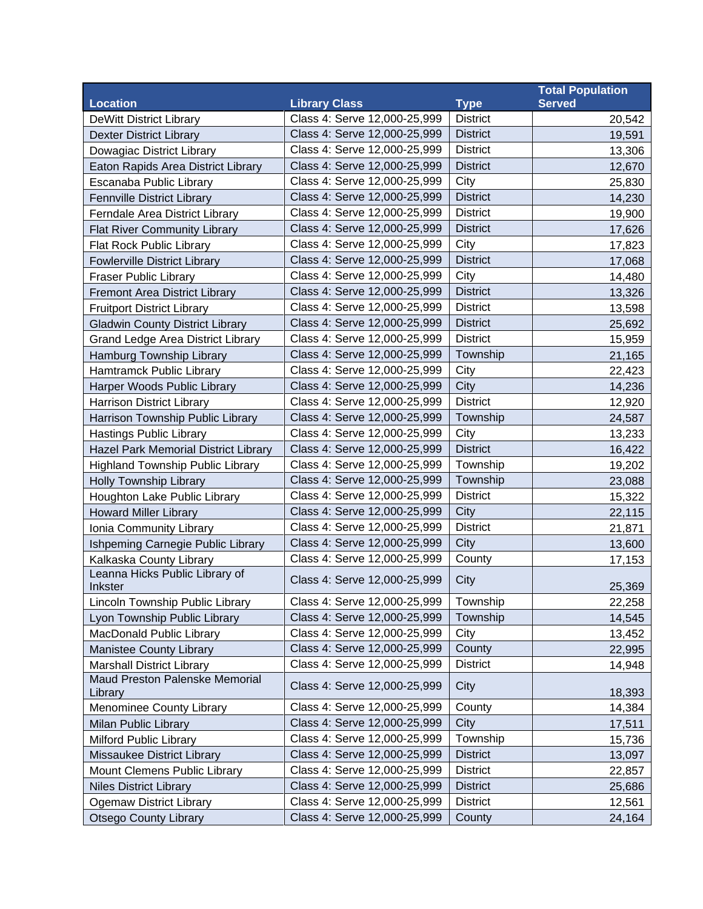| Location | Library Class | Type | Total Population Served |
|---|---|---|---|
| DeWitt District Library | Class 4: Serve 12,000-25,999 | District | 20,542 |
| Dexter District Library | Class 4: Serve 12,000-25,999 | District | 19,591 |
| Dowagiac District Library | Class 4: Serve 12,000-25,999 | District | 13,306 |
| Eaton Rapids Area District Library | Class 4: Serve 12,000-25,999 | District | 12,670 |
| Escanaba Public Library | Class 4: Serve 12,000-25,999 | City | 25,830 |
| Fennville District Library | Class 4: Serve 12,000-25,999 | District | 14,230 |
| Ferndale Area District Library | Class 4: Serve 12,000-25,999 | District | 19,900 |
| Flat River Community Library | Class 4: Serve 12,000-25,999 | District | 17,626 |
| Flat Rock Public Library | Class 4: Serve 12,000-25,999 | City | 17,823 |
| Fowlerville District Library | Class 4: Serve 12,000-25,999 | District | 17,068 |
| Fraser Public Library | Class 4: Serve 12,000-25,999 | City | 14,480 |
| Fremont Area District Library | Class 4: Serve 12,000-25,999 | District | 13,326 |
| Fruitport District Library | Class 4: Serve 12,000-25,999 | District | 13,598 |
| Gladwin County District Library | Class 4: Serve 12,000-25,999 | District | 25,692 |
| Grand Ledge Area District Library | Class 4: Serve 12,000-25,999 | District | 15,959 |
| Hamburg Township Library | Class 4: Serve 12,000-25,999 | Township | 21,165 |
| Hamtramck Public Library | Class 4: Serve 12,000-25,999 | City | 22,423 |
| Harper Woods Public Library | Class 4: Serve 12,000-25,999 | City | 14,236 |
| Harrison District Library | Class 4: Serve 12,000-25,999 | District | 12,920 |
| Harrison Township Public Library | Class 4: Serve 12,000-25,999 | Township | 24,587 |
| Hastings Public Library | Class 4: Serve 12,000-25,999 | City | 13,233 |
| Hazel Park Memorial District Library | Class 4: Serve 12,000-25,999 | District | 16,422 |
| Highland Township Public Library | Class 4: Serve 12,000-25,999 | Township | 19,202 |
| Holly Township Library | Class 4: Serve 12,000-25,999 | Township | 23,088 |
| Houghton Lake Public Library | Class 4: Serve 12,000-25,999 | District | 15,322 |
| Howard Miller Library | Class 4: Serve 12,000-25,999 | City | 22,115 |
| Ionia Community Library | Class 4: Serve 12,000-25,999 | District | 21,871 |
| Ishpeming Carnegie Public Library | Class 4: Serve 12,000-25,999 | City | 13,600 |
| Kalkaska County Library | Class 4: Serve 12,000-25,999 | County | 17,153 |
| Leanna Hicks Public Library of Inkster | Class 4: Serve 12,000-25,999 | City | 25,369 |
| Lincoln Township Public Library | Class 4: Serve 12,000-25,999 | Township | 22,258 |
| Lyon Township Public Library | Class 4: Serve 12,000-25,999 | Township | 14,545 |
| MacDonald Public Library | Class 4: Serve 12,000-25,999 | City | 13,452 |
| Manistee County Library | Class 4: Serve 12,000-25,999 | County | 22,995 |
| Marshall District Library | Class 4: Serve 12,000-25,999 | District | 14,948 |
| Maud Preston Palenske Memorial Library | Class 4: Serve 12,000-25,999 | City | 18,393 |
| Menominee County Library | Class 4: Serve 12,000-25,999 | County | 14,384 |
| Milan Public Library | Class 4: Serve 12,000-25,999 | City | 17,511 |
| Milford Public Library | Class 4: Serve 12,000-25,999 | Township | 15,736 |
| Missaukee District Library | Class 4: Serve 12,000-25,999 | District | 13,097 |
| Mount Clemens Public Library | Class 4: Serve 12,000-25,999 | District | 22,857 |
| Niles District Library | Class 4: Serve 12,000-25,999 | District | 25,686 |
| Ogemaw District Library | Class 4: Serve 12,000-25,999 | District | 12,561 |
| Otsego County Library | Class 4: Serve 12,000-25,999 | County | 24,164 |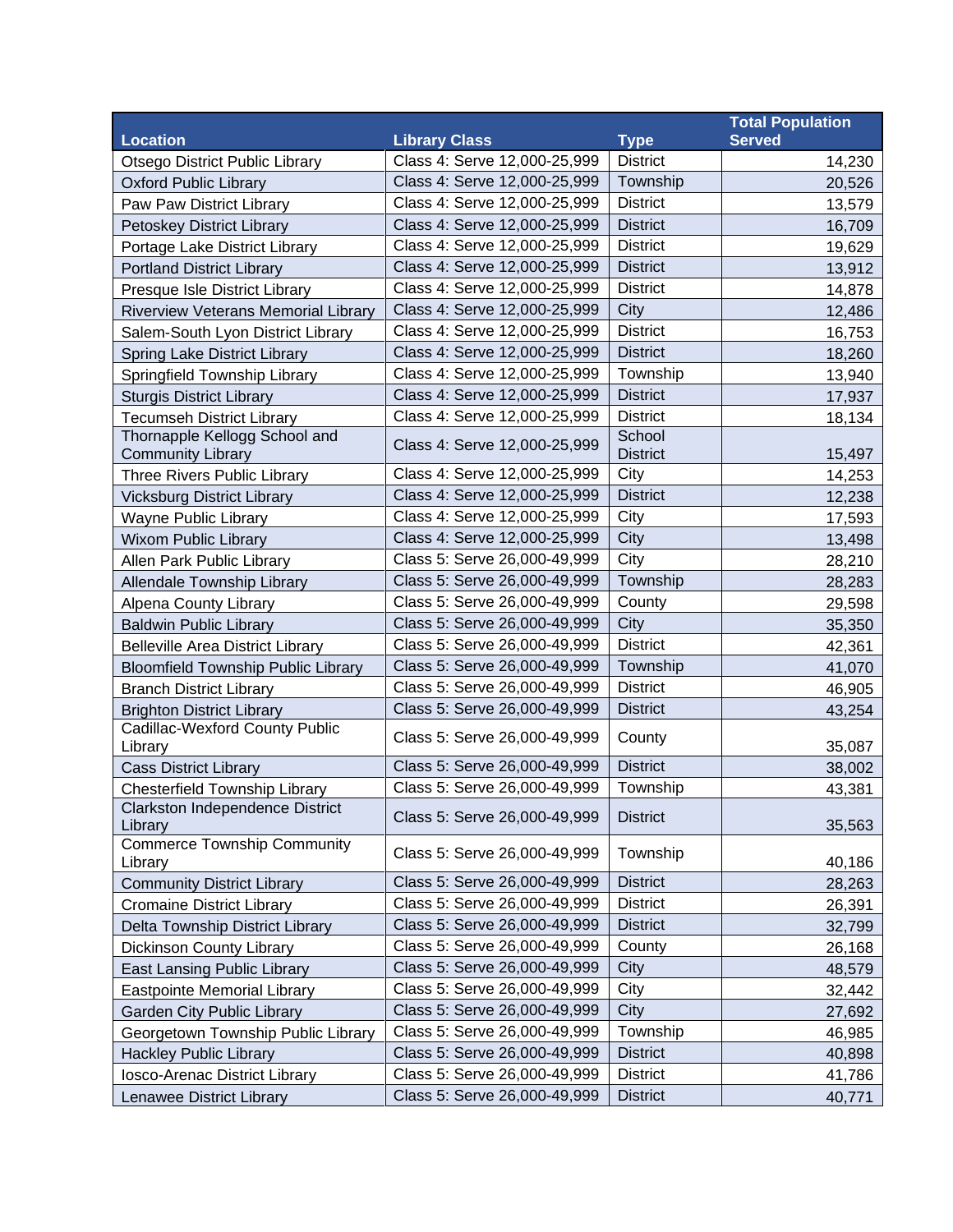| Location | Library Class | Type | Total Population Served |
|---|---|---|---|
| Otsego District Public Library | Class 4: Serve 12,000-25,999 | District | 14,230 |
| Oxford Public Library | Class 4: Serve 12,000-25,999 | Township | 20,526 |
| Paw Paw District Library | Class 4: Serve 12,000-25,999 | District | 13,579 |
| Petoskey District Library | Class 4: Serve 12,000-25,999 | District | 16,709 |
| Portage Lake District Library | Class 4: Serve 12,000-25,999 | District | 19,629 |
| Portland District Library | Class 4: Serve 12,000-25,999 | District | 13,912 |
| Presque Isle District Library | Class 4: Serve 12,000-25,999 | District | 14,878 |
| Riverview Veterans Memorial Library | Class 4: Serve 12,000-25,999 | City | 12,486 |
| Salem-South Lyon District Library | Class 4: Serve 12,000-25,999 | District | 16,753 |
| Spring Lake District Library | Class 4: Serve 12,000-25,999 | District | 18,260 |
| Springfield Township Library | Class 4: Serve 12,000-25,999 | Township | 13,940 |
| Sturgis District Library | Class 4: Serve 12,000-25,999 | District | 17,937 |
| Tecumseh District Library | Class 4: Serve 12,000-25,999 | District | 18,134 |
| Thornapple Kellogg School and Community Library | Class 4: Serve 12,000-25,999 | School District | 15,497 |
| Three Rivers Public Library | Class 4: Serve 12,000-25,999 | City | 14,253 |
| Vicksburg District Library | Class 4: Serve 12,000-25,999 | District | 12,238 |
| Wayne Public Library | Class 4: Serve 12,000-25,999 | City | 17,593 |
| Wixom Public Library | Class 4: Serve 12,000-25,999 | City | 13,498 |
| Allen Park Public Library | Class 5: Serve 26,000-49,999 | City | 28,210 |
| Allendale Township Library | Class 5: Serve 26,000-49,999 | Township | 28,283 |
| Alpena County Library | Class 5: Serve 26,000-49,999 | County | 29,598 |
| Baldwin Public Library | Class 5: Serve 26,000-49,999 | City | 35,350 |
| Belleville Area District Library | Class 5: Serve 26,000-49,999 | District | 42,361 |
| Bloomfield Township Public Library | Class 5: Serve 26,000-49,999 | Township | 41,070 |
| Branch District Library | Class 5: Serve 26,000-49,999 | District | 46,905 |
| Brighton District Library | Class 5: Serve 26,000-49,999 | District | 43,254 |
| Cadillac-Wexford County Public Library | Class 5: Serve 26,000-49,999 | County | 35,087 |
| Cass District Library | Class 5: Serve 26,000-49,999 | District | 38,002 |
| Chesterfield Township Library | Class 5: Serve 26,000-49,999 | Township | 43,381 |
| Clarkston Independence District Library | Class 5: Serve 26,000-49,999 | District | 35,563 |
| Commerce Township Community Library | Class 5: Serve 26,000-49,999 | Township | 40,186 |
| Community District Library | Class 5: Serve 26,000-49,999 | District | 28,263 |
| Cromaine District Library | Class 5: Serve 26,000-49,999 | District | 26,391 |
| Delta Township District Library | Class 5: Serve 26,000-49,999 | District | 32,799 |
| Dickinson County Library | Class 5: Serve 26,000-49,999 | County | 26,168 |
| East Lansing Public Library | Class 5: Serve 26,000-49,999 | City | 48,579 |
| Eastpointe Memorial Library | Class 5: Serve 26,000-49,999 | City | 32,442 |
| Garden City Public Library | Class 5: Serve 26,000-49,999 | City | 27,692 |
| Georgetown Township Public Library | Class 5: Serve 26,000-49,999 | Township | 46,985 |
| Hackley Public Library | Class 5: Serve 26,000-49,999 | District | 40,898 |
| Iosco-Arenac District Library | Class 5: Serve 26,000-49,999 | District | 41,786 |
| Lenawee District Library | Class 5: Serve 26,000-49,999 | District | 40,771 |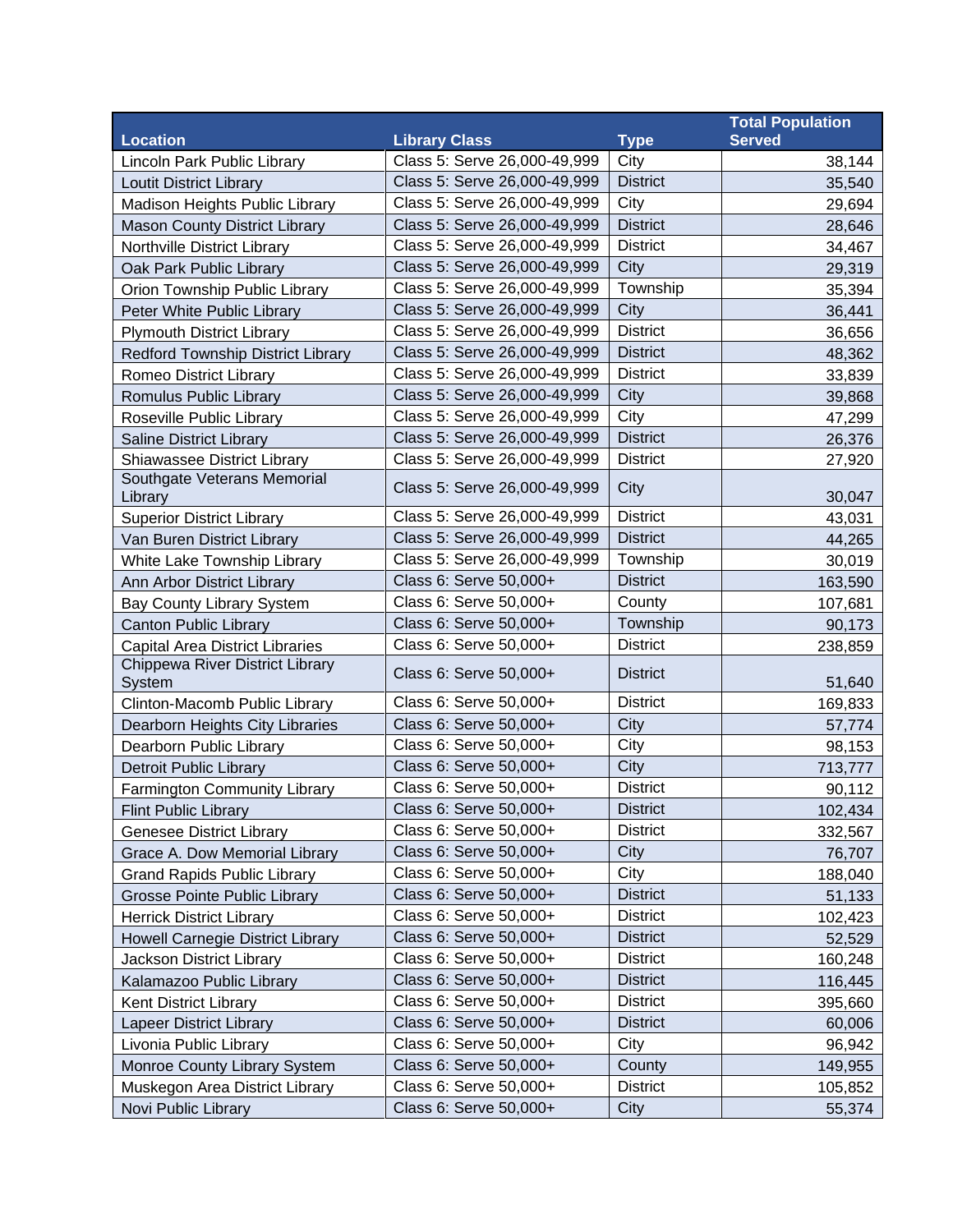| Location | Library Class | Type | Total Population Served |
| --- | --- | --- | --- |
| Lincoln Park Public Library | Class 5: Serve 26,000-49,999 | City | 38,144 |
| Loutit District Library | Class 5: Serve 26,000-49,999 | District | 35,540 |
| Madison Heights Public Library | Class 5: Serve 26,000-49,999 | City | 29,694 |
| Mason County District Library | Class 5: Serve 26,000-49,999 | District | 28,646 |
| Northville District Library | Class 5: Serve 26,000-49,999 | District | 34,467 |
| Oak Park Public Library | Class 5: Serve 26,000-49,999 | City | 29,319 |
| Orion Township Public Library | Class 5: Serve 26,000-49,999 | Township | 35,394 |
| Peter White Public Library | Class 5: Serve 26,000-49,999 | City | 36,441 |
| Plymouth District Library | Class 5: Serve 26,000-49,999 | District | 36,656 |
| Redford Township District Library | Class 5: Serve 26,000-49,999 | District | 48,362 |
| Romeo District Library | Class 5: Serve 26,000-49,999 | District | 33,839 |
| Romulus Public Library | Class 5: Serve 26,000-49,999 | City | 39,868 |
| Roseville Public Library | Class 5: Serve 26,000-49,999 | City | 47,299 |
| Saline District Library | Class 5: Serve 26,000-49,999 | District | 26,376 |
| Shiawassee District Library | Class 5: Serve 26,000-49,999 | District | 27,920 |
| Southgate Veterans Memorial Library | Class 5: Serve 26,000-49,999 | City | 30,047 |
| Superior District Library | Class 5: Serve 26,000-49,999 | District | 43,031 |
| Van Buren District Library | Class 5: Serve 26,000-49,999 | District | 44,265 |
| White Lake Township Library | Class 5: Serve 26,000-49,999 | Township | 30,019 |
| Ann Arbor District Library | Class 6: Serve 50,000+ | District | 163,590 |
| Bay County Library System | Class 6: Serve 50,000+ | County | 107,681 |
| Canton Public Library | Class 6: Serve 50,000+ | Township | 90,173 |
| Capital Area District Libraries | Class 6: Serve 50,000+ | District | 238,859 |
| Chippewa River District Library System | Class 6: Serve 50,000+ | District | 51,640 |
| Clinton-Macomb Public Library | Class 6: Serve 50,000+ | District | 169,833 |
| Dearborn Heights City Libraries | Class 6: Serve 50,000+ | City | 57,774 |
| Dearborn Public Library | Class 6: Serve 50,000+ | City | 98,153 |
| Detroit Public Library | Class 6: Serve 50,000+ | City | 713,777 |
| Farmington Community Library | Class 6: Serve 50,000+ | District | 90,112 |
| Flint Public Library | Class 6: Serve 50,000+ | District | 102,434 |
| Genesee District Library | Class 6: Serve 50,000+ | District | 332,567 |
| Grace A. Dow Memorial Library | Class 6: Serve 50,000+ | City | 76,707 |
| Grand Rapids Public Library | Class 6: Serve 50,000+ | City | 188,040 |
| Grosse Pointe Public Library | Class 6: Serve 50,000+ | District | 51,133 |
| Herrick District Library | Class 6: Serve 50,000+ | District | 102,423 |
| Howell Carnegie District Library | Class 6: Serve 50,000+ | District | 52,529 |
| Jackson District Library | Class 6: Serve 50,000+ | District | 160,248 |
| Kalamazoo Public Library | Class 6: Serve 50,000+ | District | 116,445 |
| Kent District Library | Class 6: Serve 50,000+ | District | 395,660 |
| Lapeer District Library | Class 6: Serve 50,000+ | District | 60,006 |
| Livonia Public Library | Class 6: Serve 50,000+ | City | 96,942 |
| Monroe County Library System | Class 6: Serve 50,000+ | County | 149,955 |
| Muskegon Area District Library | Class 6: Serve 50,000+ | District | 105,852 |
| Novi Public Library | Class 6: Serve 50,000+ | City | 55,374 |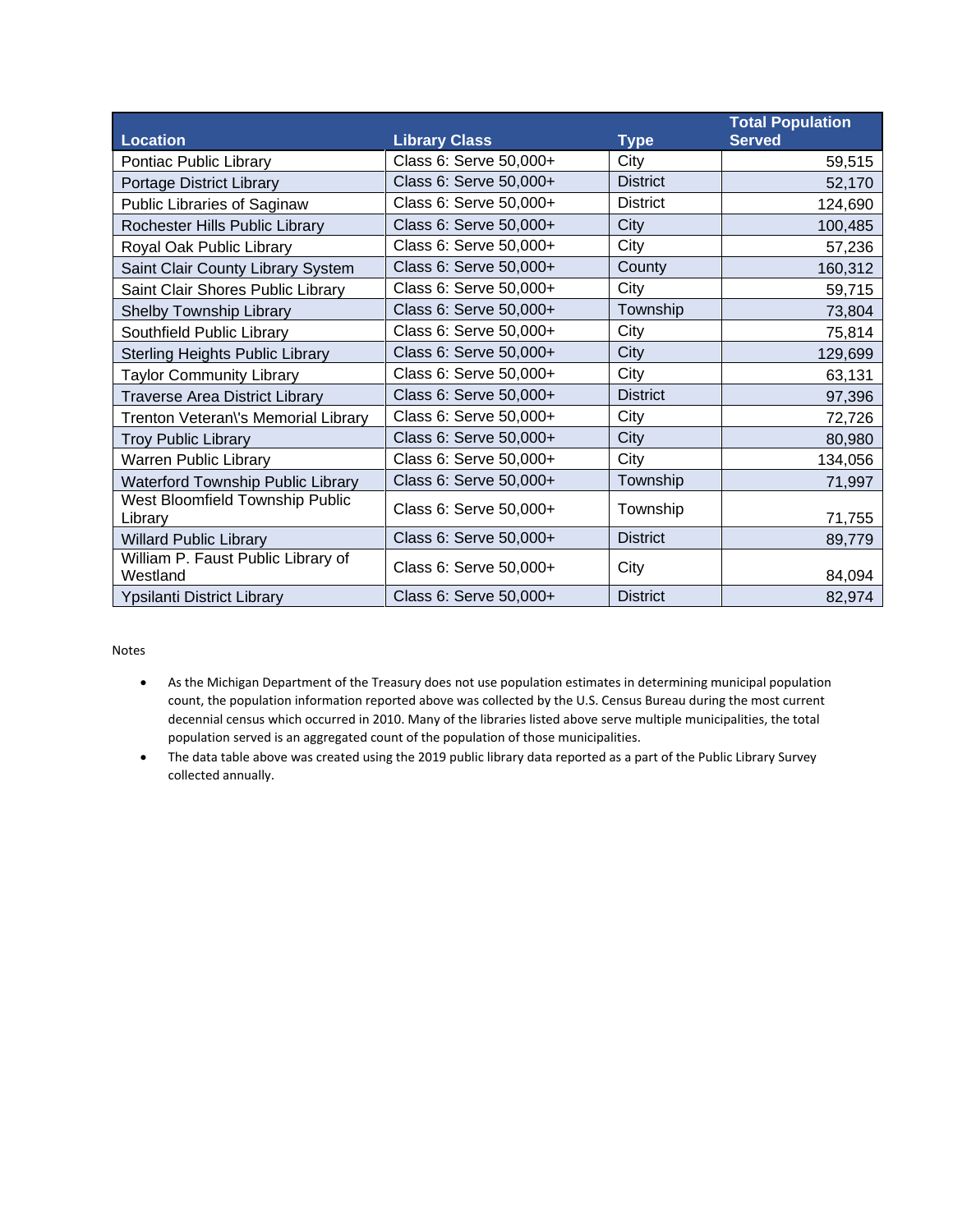| Location | Library Class | Type | Total Population Served |
| --- | --- | --- | --- |
| Pontiac Public Library | Class 6: Serve 50,000+ | City | 59,515 |
| Portage District Library | Class 6: Serve 50,000+ | District | 52,170 |
| Public Libraries of Saginaw | Class 6: Serve 50,000+ | District | 124,690 |
| Rochester Hills Public Library | Class 6: Serve 50,000+ | City | 100,485 |
| Royal Oak Public Library | Class 6: Serve 50,000+ | City | 57,236 |
| Saint Clair County Library System | Class 6: Serve 50,000+ | County | 160,312 |
| Saint Clair Shores Public Library | Class 6: Serve 50,000+ | City | 59,715 |
| Shelby Township Library | Class 6: Serve 50,000+ | Township | 73,804 |
| Southfield Public Library | Class 6: Serve 50,000+ | City | 75,814 |
| Sterling Heights Public Library | Class 6: Serve 50,000+ | City | 129,699 |
| Taylor Community Library | Class 6: Serve 50,000+ | City | 63,131 |
| Traverse Area District Library | Class 6: Serve 50,000+ | District | 97,396 |
| Trenton Veteran\'s Memorial Library | Class 6: Serve 50,000+ | City | 72,726 |
| Troy Public Library | Class 6: Serve 50,000+ | City | 80,980 |
| Warren Public Library | Class 6: Serve 50,000+ | City | 134,056 |
| Waterford Township Public Library | Class 6: Serve 50,000+ | Township | 71,997 |
| West Bloomfield Township Public Library | Class 6: Serve 50,000+ | Township | 71,755 |
| Willard Public Library | Class 6: Serve 50,000+ | District | 89,779 |
| William P. Faust Public Library of Westland | Class 6: Serve 50,000+ | City | 84,094 |
| Ypsilanti District Library | Class 6: Serve 50,000+ | District | 82,974 |

Notes

- As the Michigan Department of the Treasury does not use population estimates in determining municipal population count, the population information reported above was collected by the U.S. Census Bureau during the most current decennial census which occurred in 2010. Many of the libraries listed above serve multiple municipalities, the total population served is an aggregated count of the population of those municipalities.
- The data table above was created using the 2019 public library data reported as a part of the Public Library Survey collected annually.